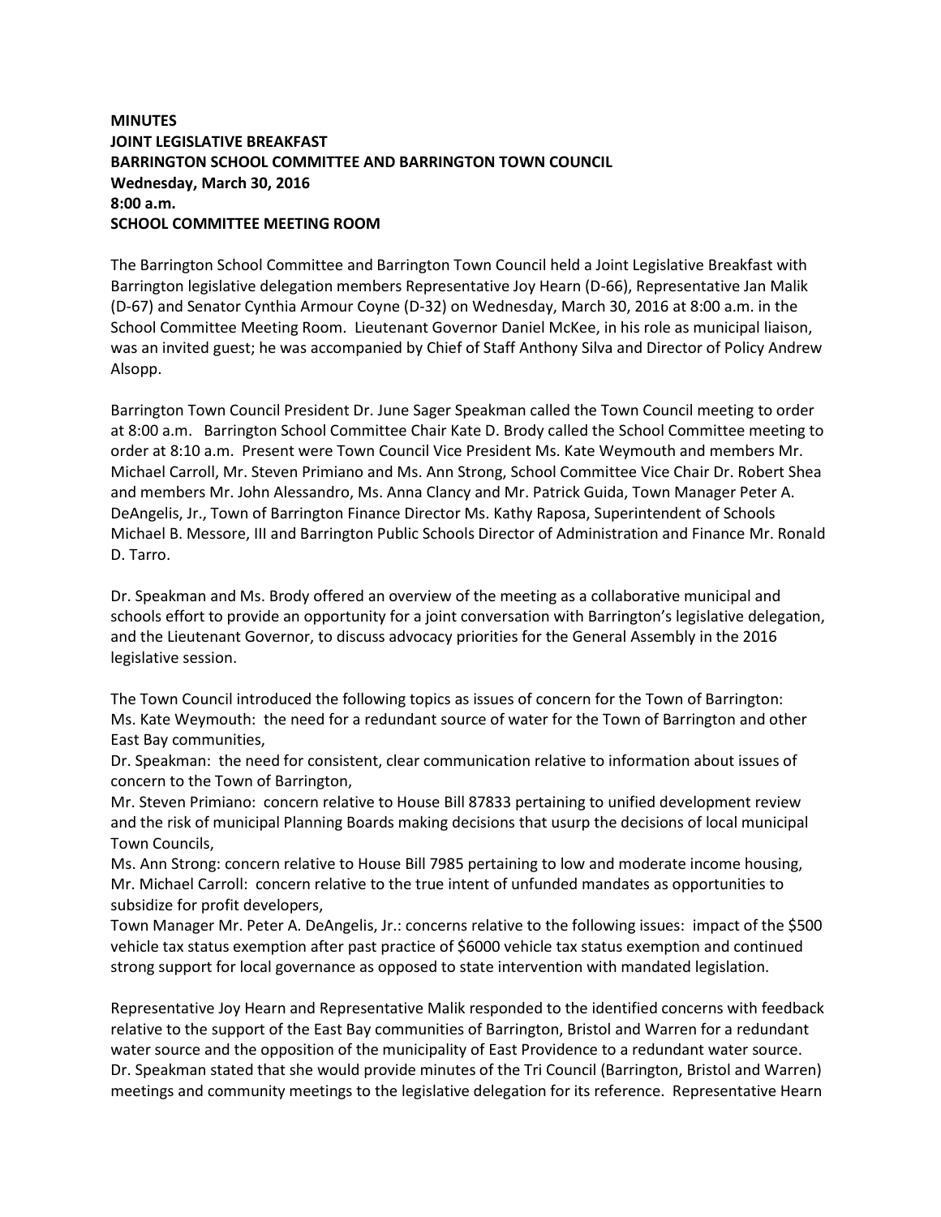**MINUTES**
**JOINT LEGISLATIVE BREAKFAST**
**BARRINGTON SCHOOL COMMITTEE AND BARRINGTON TOWN COUNCIL**
**Wednesday, March 30, 2016**
**8:00 a.m.**
**SCHOOL COMMITTEE MEETING ROOM**

The Barrington School Committee and Barrington Town Council held a Joint Legislative Breakfast with Barrington legislative delegation members Representative Joy Hearn (D-66), Representative Jan Malik (D-67) and Senator Cynthia Armour Coyne (D-32) on Wednesday, March 30, 2016 at 8:00 a.m. in the School Committee Meeting Room. Lieutenant Governor Daniel McKee, in his role as municipal liaison, was an invited guest; he was accompanied by Chief of Staff Anthony Silva and Director of Policy Andrew Alsopp.

Barrington Town Council President Dr. June Sager Speakman called the Town Council meeting to order at 8:00 a.m. Barrington School Committee Chair Kate D. Brody called the School Committee meeting to order at 8:10 a.m. Present were Town Council Vice President Ms. Kate Weymouth and members Mr. Michael Carroll, Mr. Steven Primiano and Ms. Ann Strong, School Committee Vice Chair Dr. Robert Shea and members Mr. John Alessandro, Ms. Anna Clancy and Mr. Patrick Guida, Town Manager Peter A. DeAngelis, Jr., Town of Barrington Finance Director Ms. Kathy Raposa, Superintendent of Schools Michael B. Messore, III and Barrington Public Schools Director of Administration and Finance Mr. Ronald D. Tarro.

Dr. Speakman and Ms. Brody offered an overview of the meeting as a collaborative municipal and schools effort to provide an opportunity for a joint conversation with Barrington's legislative delegation, and the Lieutenant Governor, to discuss advocacy priorities for the General Assembly in the 2016 legislative session.

The Town Council introduced the following topics as issues of concern for the Town of Barrington:
Ms. Kate Weymouth: the need for a redundant source of water for the Town of Barrington and other East Bay communities,
Dr. Speakman: the need for consistent, clear communication relative to information about issues of concern to the Town of Barrington,
Mr. Steven Primiano: concern relative to House Bill 87833 pertaining to unified development review and the risk of municipal Planning Boards making decisions that usurp the decisions of local municipal Town Councils,
Ms. Ann Strong: concern relative to House Bill 7985 pertaining to low and moderate income housing,
Mr. Michael Carroll: concern relative to the true intent of unfunded mandates as opportunities to subsidize for profit developers,
Town Manager Mr. Peter A. DeAngelis, Jr.: concerns relative to the following issues: impact of the $500 vehicle tax status exemption after past practice of $6000 vehicle tax status exemption and continued strong support for local governance as opposed to state intervention with mandated legislation.

Representative Joy Hearn and Representative Malik responded to the identified concerns with feedback relative to the support of the East Bay communities of Barrington, Bristol and Warren for a redundant water source and the opposition of the municipality of East Providence to a redundant water source. Dr. Speakman stated that she would provide minutes of the Tri Council (Barrington, Bristol and Warren) meetings and community meetings to the legislative delegation for its reference. Representative Hearn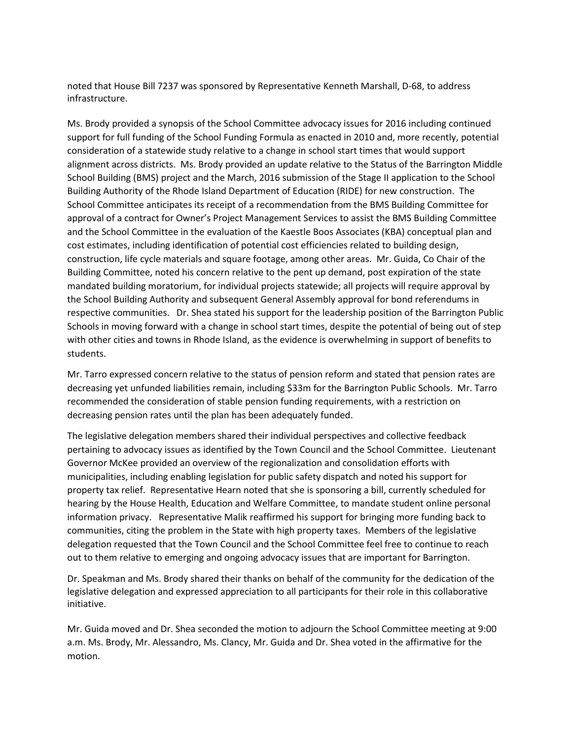noted that House Bill 7237 was sponsored by Representative Kenneth Marshall, D-68, to address infrastructure.

Ms. Brody provided a synopsis of the School Committee advocacy issues for 2016 including continued support for full funding of the School Funding Formula as enacted in 2010 and, more recently, potential consideration of a statewide study relative to a change in school start times that would support alignment across districts. Ms. Brody provided an update relative to the Status of the Barrington Middle School Building (BMS) project and the March, 2016 submission of the Stage II application to the School Building Authority of the Rhode Island Department of Education (RIDE) for new construction. The School Committee anticipates its receipt of a recommendation from the BMS Building Committee for approval of a contract for Owner's Project Management Services to assist the BMS Building Committee and the School Committee in the evaluation of the Kaestle Boos Associates (KBA) conceptual plan and cost estimates, including identification of potential cost efficiencies related to building design, construction, life cycle materials and square footage, among other areas. Mr. Guida, Co Chair of the Building Committee, noted his concern relative to the pent up demand, post expiration of the state mandated building moratorium, for individual projects statewide; all projects will require approval by the School Building Authority and subsequent General Assembly approval for bond referendums in respective communities. Dr. Shea stated his support for the leadership position of the Barrington Public Schools in moving forward with a change in school start times, despite the potential of being out of step with other cities and towns in Rhode Island, as the evidence is overwhelming in support of benefits to students.

Mr. Tarro expressed concern relative to the status of pension reform and stated that pension rates are decreasing yet unfunded liabilities remain, including $33m for the Barrington Public Schools. Mr. Tarro recommended the consideration of stable pension funding requirements, with a restriction on decreasing pension rates until the plan has been adequately funded.

The legislative delegation members shared their individual perspectives and collective feedback pertaining to advocacy issues as identified by the Town Council and the School Committee. Lieutenant Governor McKee provided an overview of the regionalization and consolidation efforts with municipalities, including enabling legislation for public safety dispatch and noted his support for property tax relief. Representative Hearn noted that she is sponsoring a bill, currently scheduled for hearing by the House Health, Education and Welfare Committee, to mandate student online personal information privacy. Representative Malik reaffirmed his support for bringing more funding back to communities, citing the problem in the State with high property taxes. Members of the legislative delegation requested that the Town Council and the School Committee feel free to continue to reach out to them relative to emerging and ongoing advocacy issues that are important for Barrington.

Dr. Speakman and Ms. Brody shared their thanks on behalf of the community for the dedication of the legislative delegation and expressed appreciation to all participants for their role in this collaborative initiative.

Mr. Guida moved and Dr. Shea seconded the motion to adjourn the School Committee meeting at 9:00 a.m. Ms. Brody, Mr. Alessandro, Ms. Clancy, Mr. Guida and Dr. Shea voted in the affirmative for the motion.